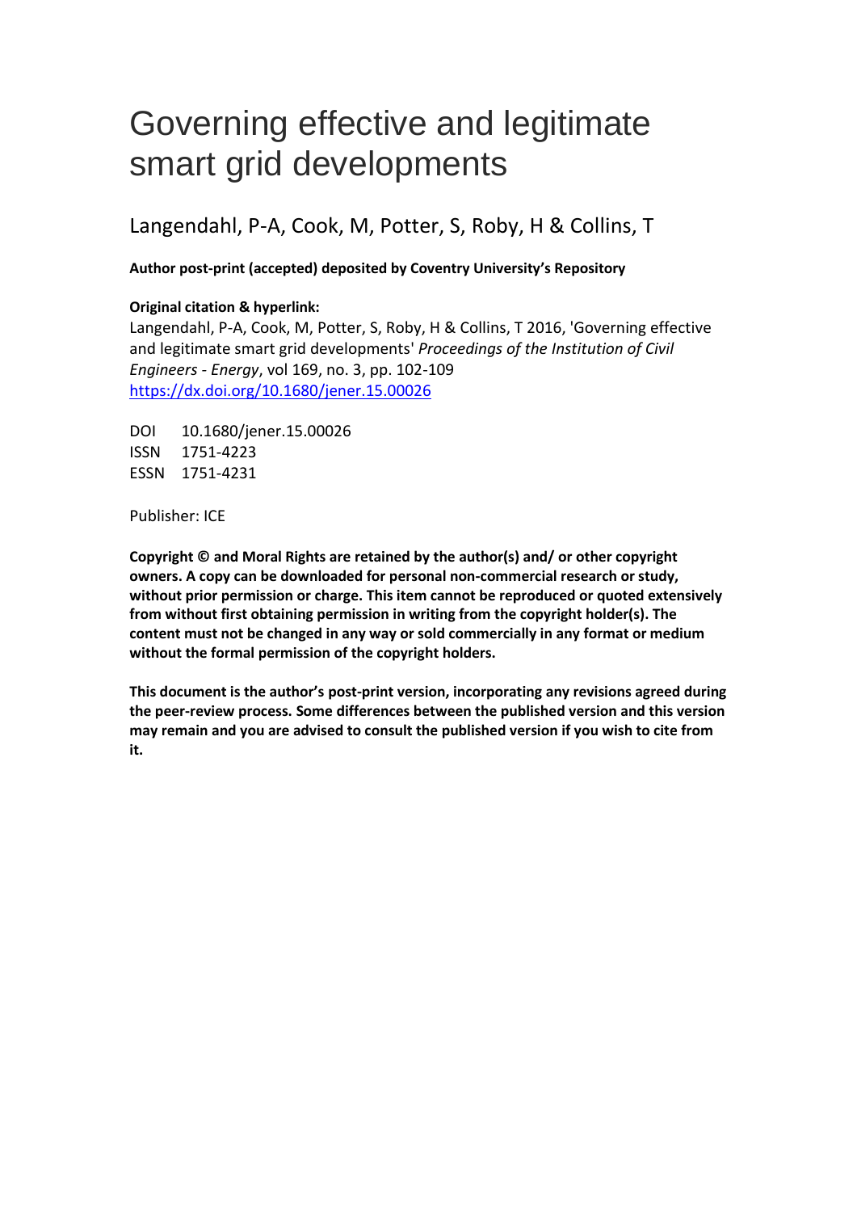# Governing effective and legitimate smart grid developments

Langendahl, P-A, Cook, M, Potter, S, Roby, H & Collins, T

**Author post-print (accepted) deposited by Coventry University's Repository**

**Original citation & hyperlink:**

Langendahl, P-A, Cook, M, Potter, S, Roby, H & Collins, T 2016, 'Governing effective and legitimate smart grid developments' *Proceedings of the Institution of Civil Engineers - Energy*, vol 169, no. 3, pp. 102-109
https://dx.doi.org/10.1680/jener.15.00026

DOI 10.1680/jener.15.00026
ISSN 1751-4223
ESSN 1751-4231

Publisher: ICE

**Copyright © and Moral Rights are retained by the author(s) and/ or other copyright owners. A copy can be downloaded for personal non-commercial research or study, without prior permission or charge. This item cannot be reproduced or quoted extensively from without first obtaining permission in writing from the copyright holder(s). The content must not be changed in any way or sold commercially in any format or medium without the formal permission of the copyright holders.**

**This document is the author's post-print version, incorporating any revisions agreed during the peer-review process. Some differences between the published version and this version may remain and you are advised to consult the published version if you wish to cite from it.**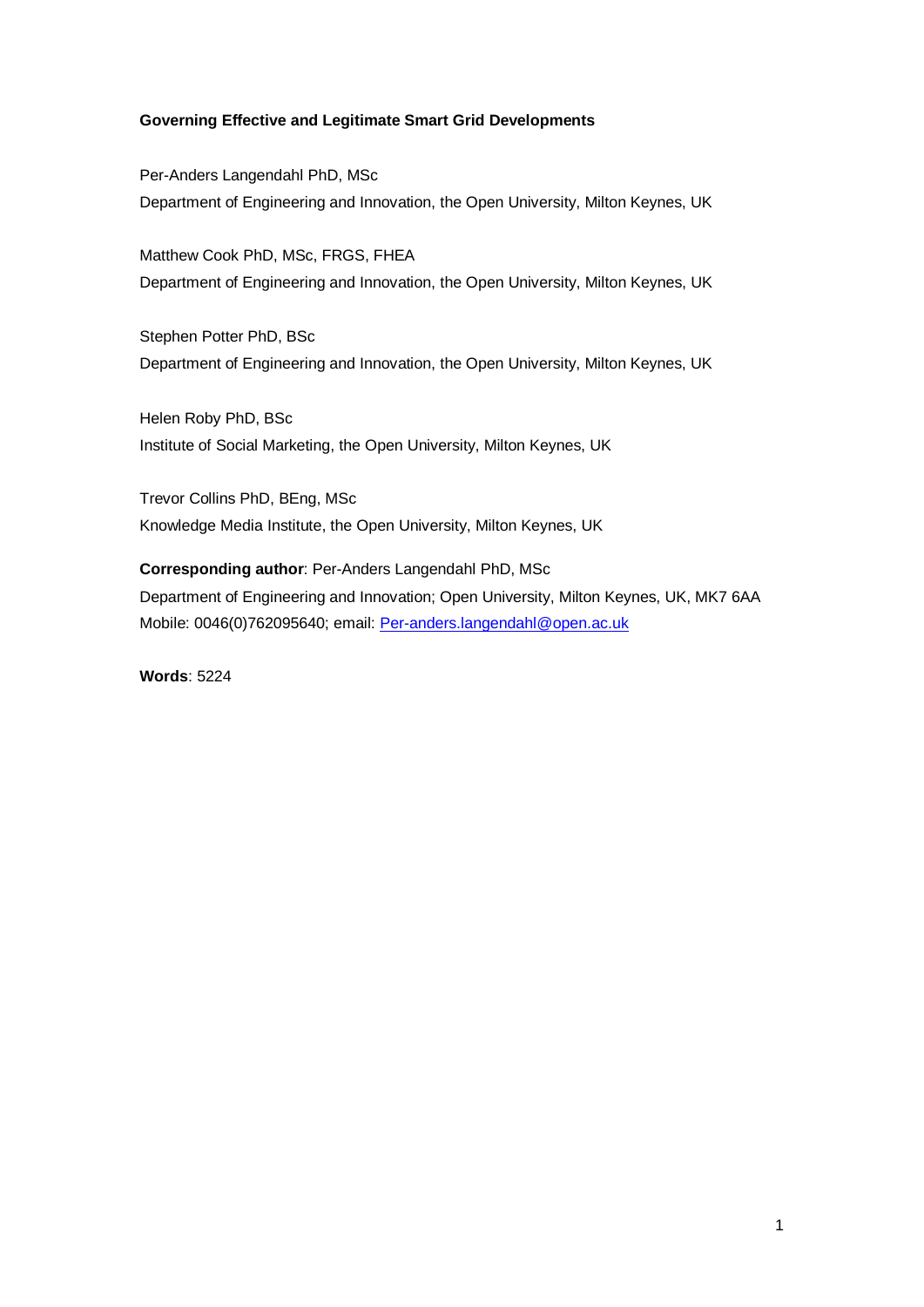**Governing Effective and Legitimate Smart Grid Developments**

Per-Anders Langendahl PhD, MSc
Department of Engineering and Innovation, the Open University, Milton Keynes, UK

Matthew Cook PhD, MSc, FRGS, FHEA
Department of Engineering and Innovation, the Open University, Milton Keynes, UK

Stephen Potter PhD, BSc
Department of Engineering and Innovation, the Open University, Milton Keynes, UK

Helen Roby PhD, BSc
Institute of Social Marketing, the Open University, Milton Keynes, UK

Trevor Collins PhD, BEng, MSc
Knowledge Media Institute, the Open University, Milton Keynes, UK

**Corresponding author**: Per-Anders Langendahl PhD, MSc
Department of Engineering and Innovation; Open University, Milton Keynes, UK, MK7 6AA
Mobile: 0046(0)762095640; email: Per-anders.langendahl@open.ac.uk

**Words**: 5224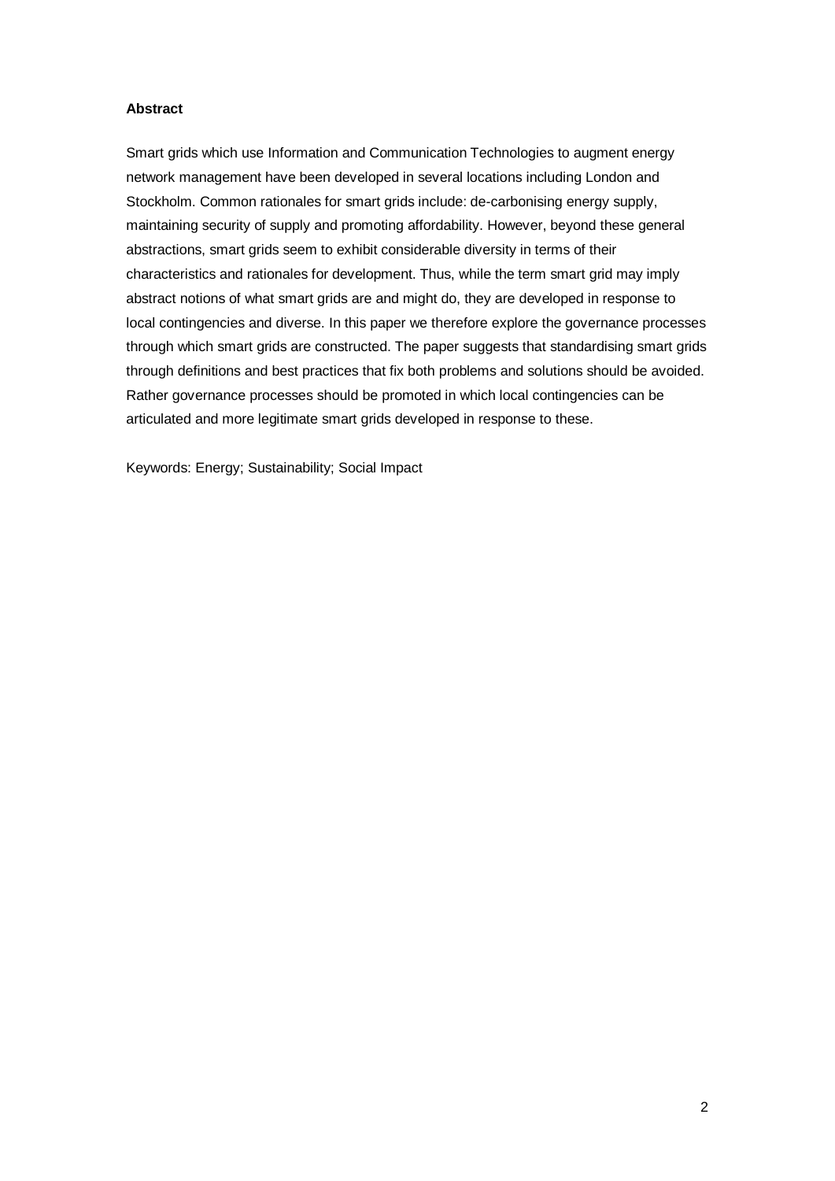**Abstract**

Smart grids which use Information and Communication Technologies to augment energy network management have been developed in several locations including London and Stockholm. Common rationales for smart grids include: de-carbonising energy supply, maintaining security of supply and promoting affordability. However, beyond these general abstractions, smart grids seem to exhibit considerable diversity in terms of their characteristics and rationales for development. Thus, while the term smart grid may imply abstract notions of what smart grids are and might do, they are developed in response to local contingencies and diverse. In this paper we therefore explore the governance processes through which smart grids are constructed. The paper suggests that standardising smart grids through definitions and best practices that fix both problems and solutions should be avoided. Rather governance processes should be promoted in which local contingencies can be articulated and more legitimate smart grids developed in response to these.

Keywords: Energy; Sustainability; Social Impact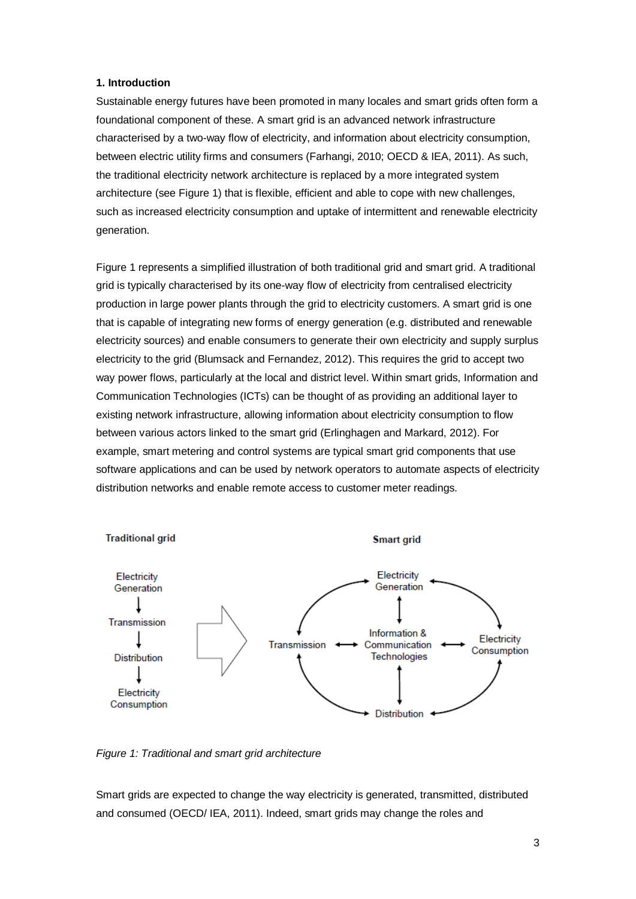## 1. Introduction

Sustainable energy futures have been promoted in many locales and smart grids often form a foundational component of these. A smart grid is an advanced network infrastructure characterised by a two-way flow of electricity, and information about electricity consumption, between electric utility firms and consumers (Farhangi, 2010; OECD & IEA, 2011). As such, the traditional electricity network architecture is replaced by a more integrated system architecture (see Figure 1) that is flexible, efficient and able to cope with new challenges, such as increased electricity consumption and uptake of intermittent and renewable electricity generation.

Figure 1 represents a simplified illustration of both traditional grid and smart grid. A traditional grid is typically characterised by its one-way flow of electricity from centralised electricity production in large power plants through the grid to electricity customers. A smart grid is one that is capable of integrating new forms of energy generation (e.g. distributed and renewable electricity sources) and enable consumers to generate their own electricity and supply surplus electricity to the grid (Blumsack and Fernandez, 2012). This requires the grid to accept two way power flows, particularly at the local and district level. Within smart grids, Information and Communication Technologies (ICTs) can be thought of as providing an additional layer to existing network infrastructure, allowing information about electricity consumption to flow between various actors linked to the smart grid (Erlinghagen and Markard, 2012). For example, smart metering and control systems are typical smart grid components that use software applications and can be used by network operators to automate aspects of electricity distribution networks and enable remote access to customer meter readings.

*Figure 1: Traditional and smart grid architecture*

Smart grids are expected to change the way electricity is generated, transmitted, distributed and consumed (OECD/ IEA, 2011). Indeed, smart grids may change the roles and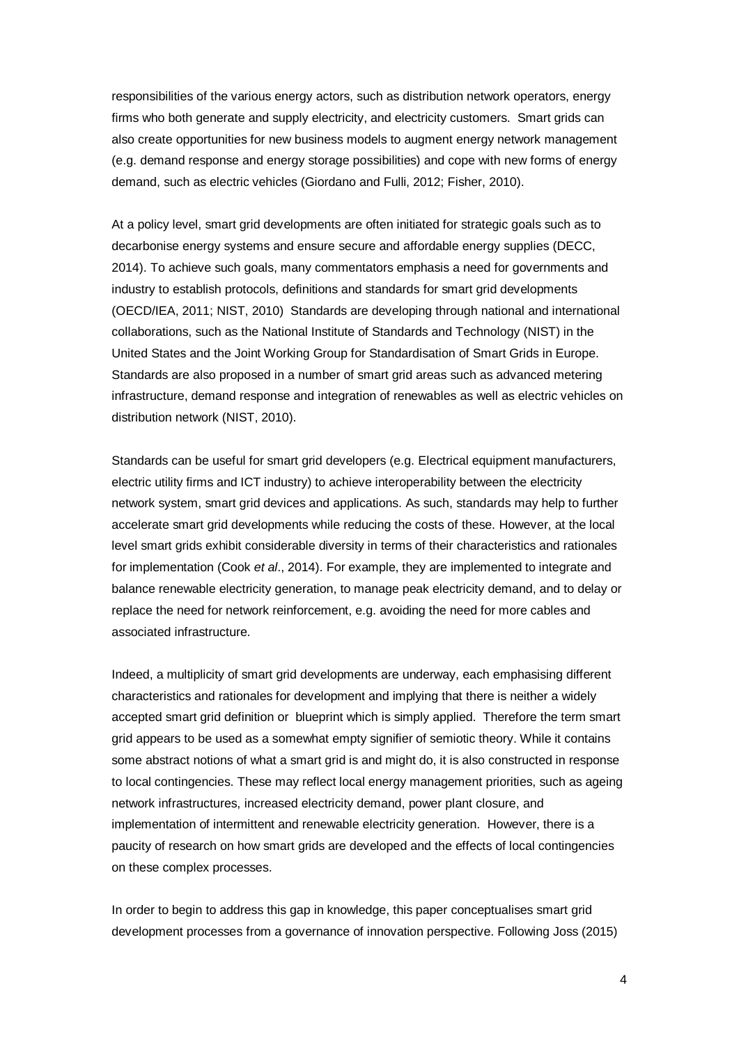responsibilities of the various energy actors, such as distribution network operators, energy firms who both generate and supply electricity, and electricity customers. Smart grids can also create opportunities for new business models to augment energy network management (e.g. demand response and energy storage possibilities) and cope with new forms of energy demand, such as electric vehicles (Giordano and Fulli, 2012; Fisher, 2010).

At a policy level, smart grid developments are often initiated for strategic goals such as to decarbonise energy systems and ensure secure and affordable energy supplies (DECC, 2014). To achieve such goals, many commentators emphasis a need for governments and industry to establish protocols, definitions and standards for smart grid developments (OECD/IEA, 2011; NIST, 2010) Standards are developing through national and international collaborations, such as the National Institute of Standards and Technology (NIST) in the United States and the Joint Working Group for Standardisation of Smart Grids in Europe. Standards are also proposed in a number of smart grid areas such as advanced metering infrastructure, demand response and integration of renewables as well as electric vehicles on distribution network (NIST, 2010).

Standards can be useful for smart grid developers (e.g. Electrical equipment manufacturers, electric utility firms and ICT industry) to achieve interoperability between the electricity network system, smart grid devices and applications. As such, standards may help to further accelerate smart grid developments while reducing the costs of these. However, at the local level smart grids exhibit considerable diversity in terms of their characteristics and rationales for implementation (Cook *et al*., 2014). For example, they are implemented to integrate and balance renewable electricity generation, to manage peak electricity demand, and to delay or replace the need for network reinforcement, e.g. avoiding the need for more cables and associated infrastructure.

Indeed, a multiplicity of smart grid developments are underway, each emphasising different characteristics and rationales for development and implying that there is neither a widely accepted smart grid definition or blueprint which is simply applied. Therefore the term smart grid appears to be used as a somewhat empty signifier of semiotic theory. While it contains some abstract notions of what a smart grid is and might do, it is also constructed in response to local contingencies. These may reflect local energy management priorities, such as ageing network infrastructures, increased electricity demand, power plant closure, and implementation of intermittent and renewable electricity generation. However, there is a paucity of research on how smart grids are developed and the effects of local contingencies on these complex processes.

In order to begin to address this gap in knowledge, this paper conceptualises smart grid development processes from a governance of innovation perspective. Following Joss (2015)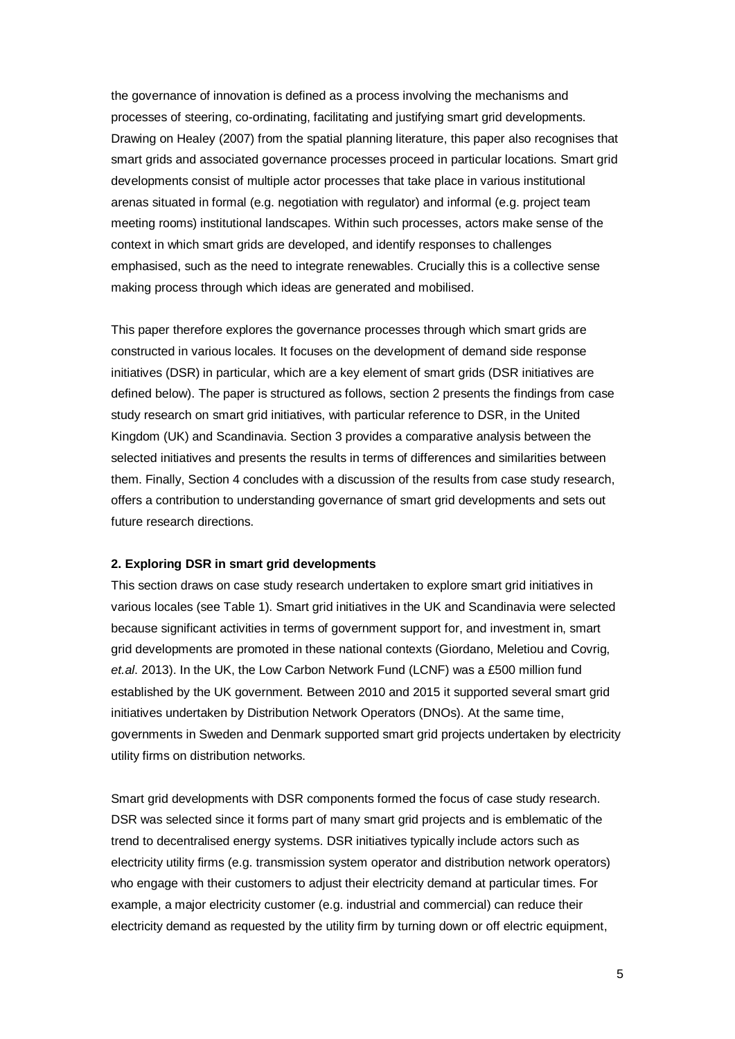the governance of innovation is defined as a process involving the mechanisms and processes of steering, co-ordinating, facilitating and justifying smart grid developments. Drawing on Healey (2007) from the spatial planning literature, this paper also recognises that smart grids and associated governance processes proceed in particular locations. Smart grid developments consist of multiple actor processes that take place in various institutional arenas situated in formal (e.g. negotiation with regulator) and informal (e.g. project team meeting rooms) institutional landscapes. Within such processes, actors make sense of the context in which smart grids are developed, and identify responses to challenges emphasised, such as the need to integrate renewables. Crucially this is a collective sense making process through which ideas are generated and mobilised.

This paper therefore explores the governance processes through which smart grids are constructed in various locales. It focuses on the development of demand side response initiatives (DSR) in particular, which are a key element of smart grids (DSR initiatives are defined below). The paper is structured as follows, section 2 presents the findings from case study research on smart grid initiatives, with particular reference to DSR, in the United Kingdom (UK) and Scandinavia. Section 3 provides a comparative analysis between the selected initiatives and presents the results in terms of differences and similarities between them. Finally, Section 4 concludes with a discussion of the results from case study research, offers a contribution to understanding governance of smart grid developments and sets out future research directions.

**2. Exploring DSR in smart grid developments**

This section draws on case study research undertaken to explore smart grid initiatives in various locales (see Table 1). Smart grid initiatives in the UK and Scandinavia were selected because significant activities in terms of government support for, and investment in, smart grid developments are promoted in these national contexts (Giordano, Meletiou and Covrig, *et.al*. 2013). In the UK, the Low Carbon Network Fund (LCNF) was a £500 million fund established by the UK government. Between 2010 and 2015 it supported several smart grid initiatives undertaken by Distribution Network Operators (DNOs). At the same time, governments in Sweden and Denmark supported smart grid projects undertaken by electricity utility firms on distribution networks.

Smart grid developments with DSR components formed the focus of case study research. DSR was selected since it forms part of many smart grid projects and is emblematic of the trend to decentralised energy systems. DSR initiatives typically include actors such as electricity utility firms (e.g. transmission system operator and distribution network operators) who engage with their customers to adjust their electricity demand at particular times. For example, a major electricity customer (e.g. industrial and commercial) can reduce their electricity demand as requested by the utility firm by turning down or off electric equipment,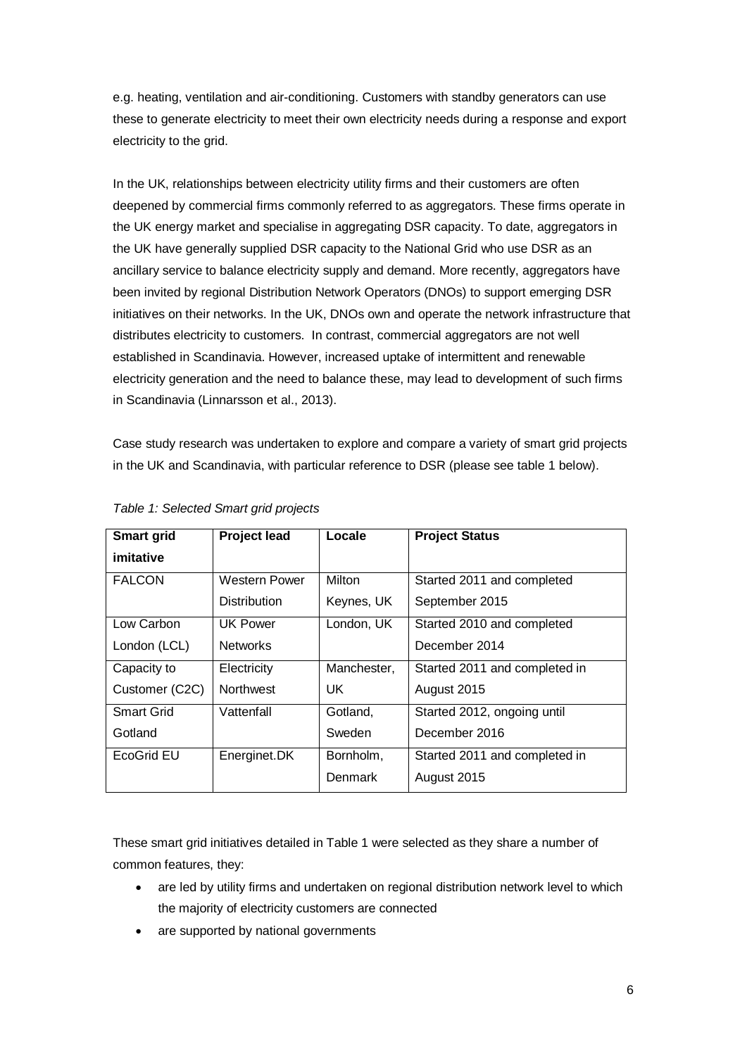e.g. heating, ventilation and air-conditioning. Customers with standby generators can use these to generate electricity to meet their own electricity needs during a response and export electricity to the grid.

In the UK, relationships between electricity utility firms and their customers are often deepened by commercial firms commonly referred to as aggregators. These firms operate in the UK energy market and specialise in aggregating DSR capacity. To date, aggregators in the UK have generally supplied DSR capacity to the National Grid who use DSR as an ancillary service to balance electricity supply and demand. More recently, aggregators have been invited by regional Distribution Network Operators (DNOs) to support emerging DSR initiatives on their networks. In the UK, DNOs own and operate the network infrastructure that distributes electricity to customers. In contrast, commercial aggregators are not well established in Scandinavia. However, increased uptake of intermittent and renewable electricity generation and the need to balance these, may lead to development of such firms in Scandinavia (Linnarsson et al., 2013).

Case study research was undertaken to explore and compare a variety of smart grid projects in the UK and Scandinavia, with particular reference to DSR (please see table 1 below).

*Table 1: Selected Smart grid projects*

| **Smart grid imitative** | **Project lead** | **Locale** | **Project Status** |
|---|---|---|---|
| FALCON | Western Power Distribution | Milton Keynes, UK | Started 2011 and completed September 2015 |
| Low Carbon London (LCL) | UK Power Networks | London, UK | Started 2010 and completed December 2014 |
| Capacity to Customer (C2C) | Electricity Northwest | Manchester, UK | Started 2011 and completed in August 2015 |
| Smart Grid Gotland | Vattenfall | Gotland, Sweden | Started 2012, ongoing until December 2016 |
| EcoGrid EU | Energinet.DK | Bornholm, Denmark | Started 2011 and completed in August 2015 |

These smart grid initiatives detailed in Table 1 were selected as they share a number of common features, they:

- are led by utility firms and undertaken on regional distribution network level to which the majority of electricity customers are connected
- are supported by national governments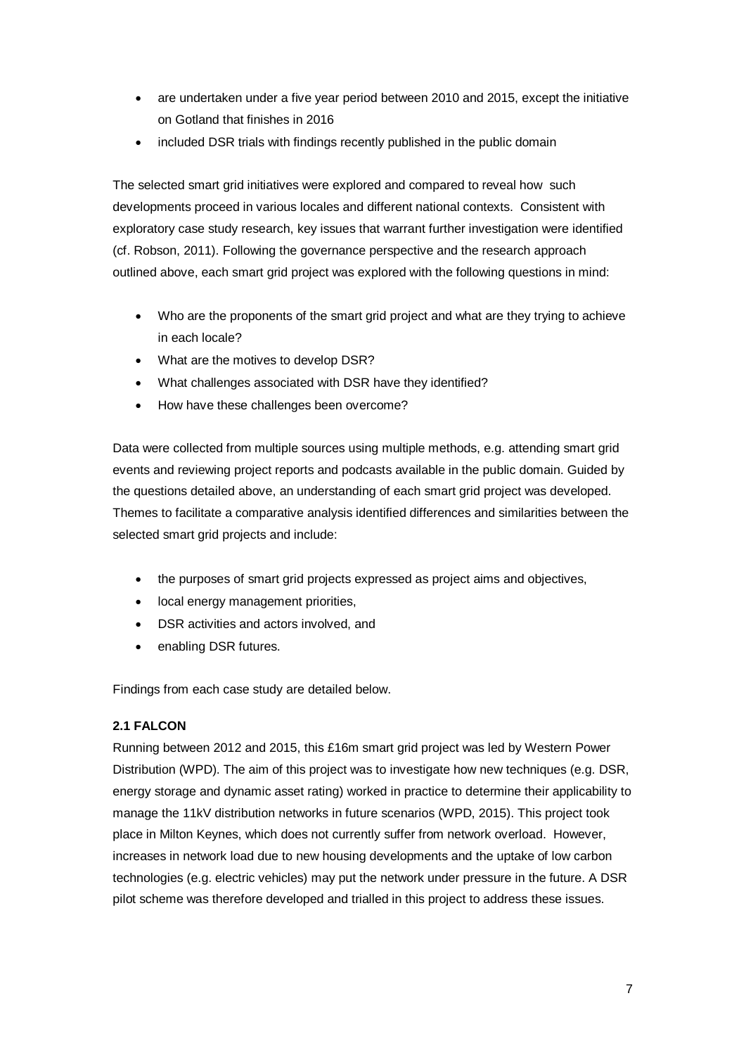- are undertaken under a five year period between 2010 and 2015, except the initiative on Gotland that finishes in 2016
- included DSR trials with findings recently published in the public domain

The selected smart grid initiatives were explored and compared to reveal how such developments proceed in various locales and different national contexts. Consistent with exploratory case study research, key issues that warrant further investigation were identified (cf. Robson, 2011). Following the governance perspective and the research approach outlined above, each smart grid project was explored with the following questions in mind:

- Who are the proponents of the smart grid project and what are they trying to achieve in each locale?
- What are the motives to develop DSR?
- What challenges associated with DSR have they identified?
- How have these challenges been overcome?

Data were collected from multiple sources using multiple methods, e.g. attending smart grid events and reviewing project reports and podcasts available in the public domain. Guided by the questions detailed above, an understanding of each smart grid project was developed. Themes to facilitate a comparative analysis identified differences and similarities between the selected smart grid projects and include:

- the purposes of smart grid projects expressed as project aims and objectives,
- local energy management priorities,
- DSR activities and actors involved, and
- enabling DSR futures.

Findings from each case study are detailed below.

### 2.1 FALCON

Running between 2012 and 2015, this £16m smart grid project was led by Western Power Distribution (WPD). The aim of this project was to investigate how new techniques (e.g. DSR, energy storage and dynamic asset rating) worked in practice to determine their applicability to manage the 11kV distribution networks in future scenarios (WPD, 2015). This project took place in Milton Keynes, which does not currently suffer from network overload. However, increases in network load due to new housing developments and the uptake of low carbon technologies (e.g. electric vehicles) may put the network under pressure in the future. A DSR pilot scheme was therefore developed and trialled in this project to address these issues.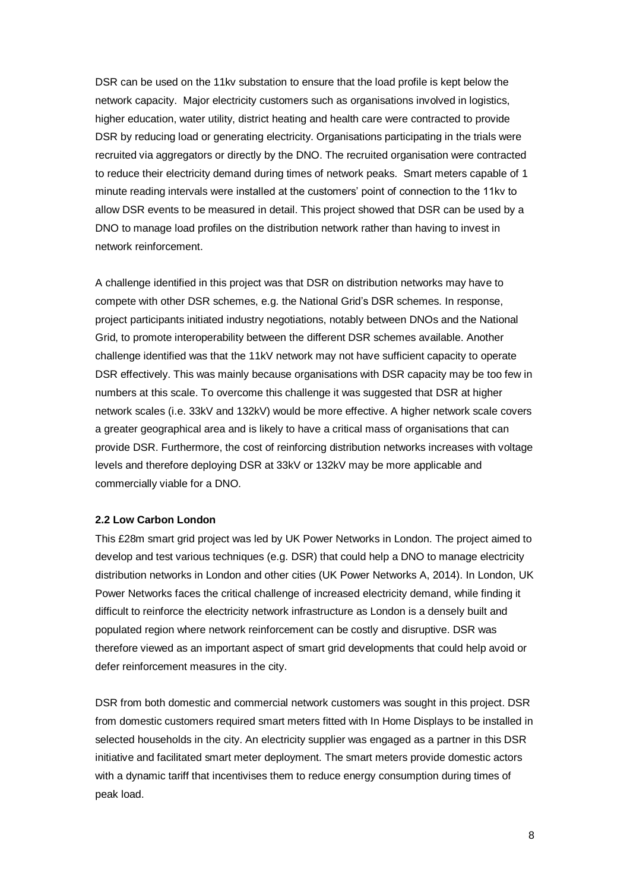DSR can be used on the 11kv substation to ensure that the load profile is kept below the network capacity. Major electricity customers such as organisations involved in logistics, higher education, water utility, district heating and health care were contracted to provide DSR by reducing load or generating electricity. Organisations participating in the trials were recruited via aggregators or directly by the DNO. The recruited organisation were contracted to reduce their electricity demand during times of network peaks. Smart meters capable of 1 minute reading intervals were installed at the customers' point of connection to the 11kv to allow DSR events to be measured in detail. This project showed that DSR can be used by a DNO to manage load profiles on the distribution network rather than having to invest in network reinforcement.

A challenge identified in this project was that DSR on distribution networks may have to compete with other DSR schemes, e.g. the National Grid's DSR schemes. In response, project participants initiated industry negotiations, notably between DNOs and the National Grid, to promote interoperability between the different DSR schemes available. Another challenge identified was that the 11kV network may not have sufficient capacity to operate DSR effectively. This was mainly because organisations with DSR capacity may be too few in numbers at this scale. To overcome this challenge it was suggested that DSR at higher network scales (i.e. 33kV and 132kV) would be more effective. A higher network scale covers a greater geographical area and is likely to have a critical mass of organisations that can provide DSR. Furthermore, the cost of reinforcing distribution networks increases with voltage levels and therefore deploying DSR at 33kV or 132kV may be more applicable and commercially viable for a DNO.

**2.2 Low Carbon London**

This £28m smart grid project was led by UK Power Networks in London. The project aimed to develop and test various techniques (e.g. DSR) that could help a DNO to manage electricity distribution networks in London and other cities (UK Power Networks A, 2014). In London, UK Power Networks faces the critical challenge of increased electricity demand, while finding it difficult to reinforce the electricity network infrastructure as London is a densely built and populated region where network reinforcement can be costly and disruptive. DSR was therefore viewed as an important aspect of smart grid developments that could help avoid or defer reinforcement measures in the city.

DSR from both domestic and commercial network customers was sought in this project. DSR from domestic customers required smart meters fitted with In Home Displays to be installed in selected households in the city. An electricity supplier was engaged as a partner in this DSR initiative and facilitated smart meter deployment. The smart meters provide domestic actors with a dynamic tariff that incentivises them to reduce energy consumption during times of peak load.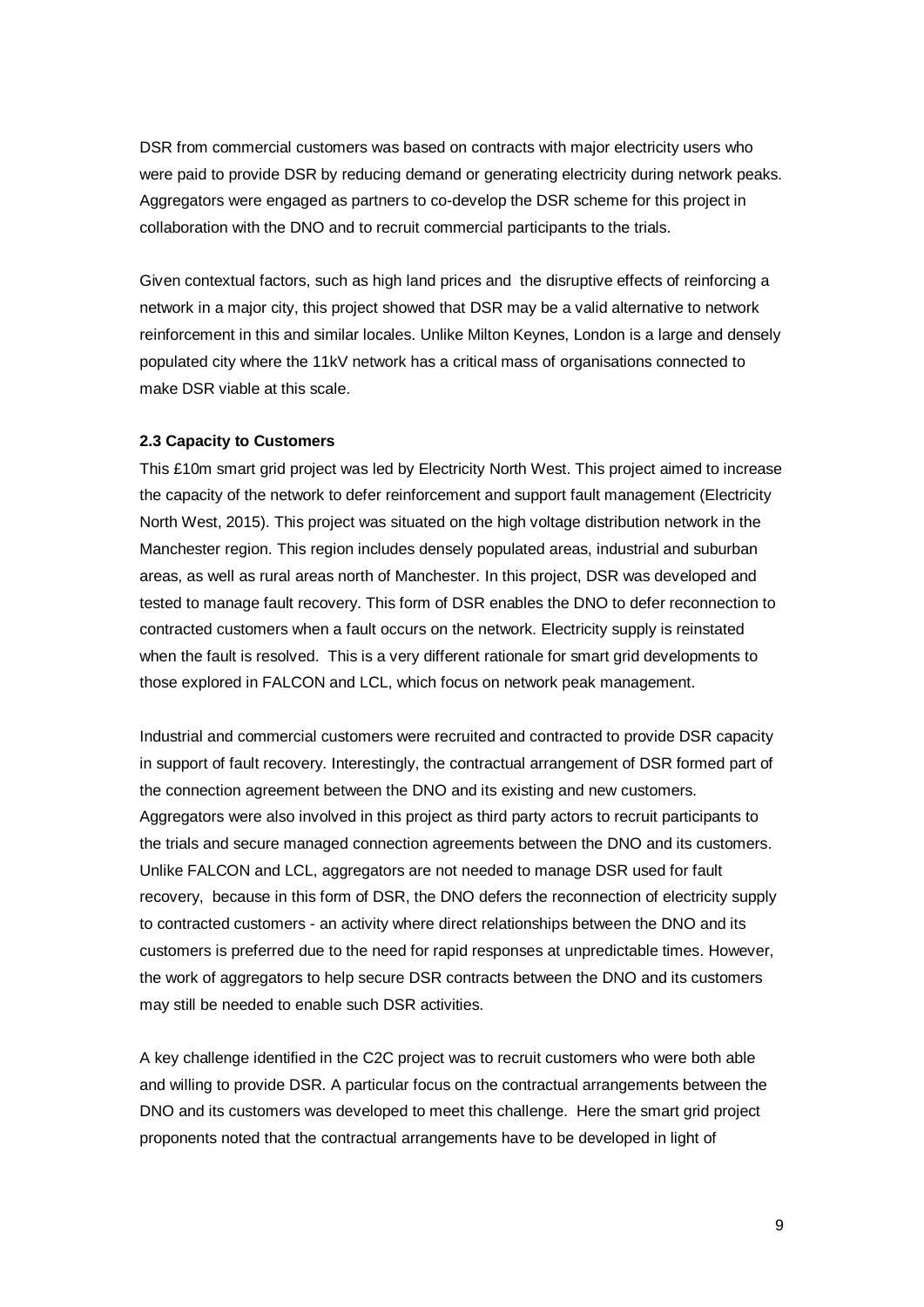DSR from commercial customers was based on contracts with major electricity users who were paid to provide DSR by reducing demand or generating electricity during network peaks. Aggregators were engaged as partners to co-develop the DSR scheme for this project in collaboration with the DNO and to recruit commercial participants to the trials.

Given contextual factors, such as high land prices and the disruptive effects of reinforcing a network in a major city, this project showed that DSR may be a valid alternative to network reinforcement in this and similar locales. Unlike Milton Keynes, London is a large and densely populated city where the 11kV network has a critical mass of organisations connected to make DSR viable at this scale.

**2.3 Capacity to Customers**

This £10m smart grid project was led by Electricity North West. This project aimed to increase the capacity of the network to defer reinforcement and support fault management (Electricity North West, 2015). This project was situated on the high voltage distribution network in the Manchester region. This region includes densely populated areas, industrial and suburban areas, as well as rural areas north of Manchester. In this project, DSR was developed and tested to manage fault recovery. This form of DSR enables the DNO to defer reconnection to contracted customers when a fault occurs on the network. Electricity supply is reinstated when the fault is resolved. This is a very different rationale for smart grid developments to those explored in FALCON and LCL, which focus on network peak management.

Industrial and commercial customers were recruited and contracted to provide DSR capacity in support of fault recovery. Interestingly, the contractual arrangement of DSR formed part of the connection agreement between the DNO and its existing and new customers. Aggregators were also involved in this project as third party actors to recruit participants to the trials and secure managed connection agreements between the DNO and its customers. Unlike FALCON and LCL, aggregators are not needed to manage DSR used for fault recovery, because in this form of DSR, the DNO defers the reconnection of electricity supply to contracted customers - an activity where direct relationships between the DNO and its customers is preferred due to the need for rapid responses at unpredictable times. However, the work of aggregators to help secure DSR contracts between the DNO and its customers may still be needed to enable such DSR activities.

A key challenge identified in the C2C project was to recruit customers who were both able and willing to provide DSR. A particular focus on the contractual arrangements between the DNO and its customers was developed to meet this challenge. Here the smart grid project proponents noted that the contractual arrangements have to be developed in light of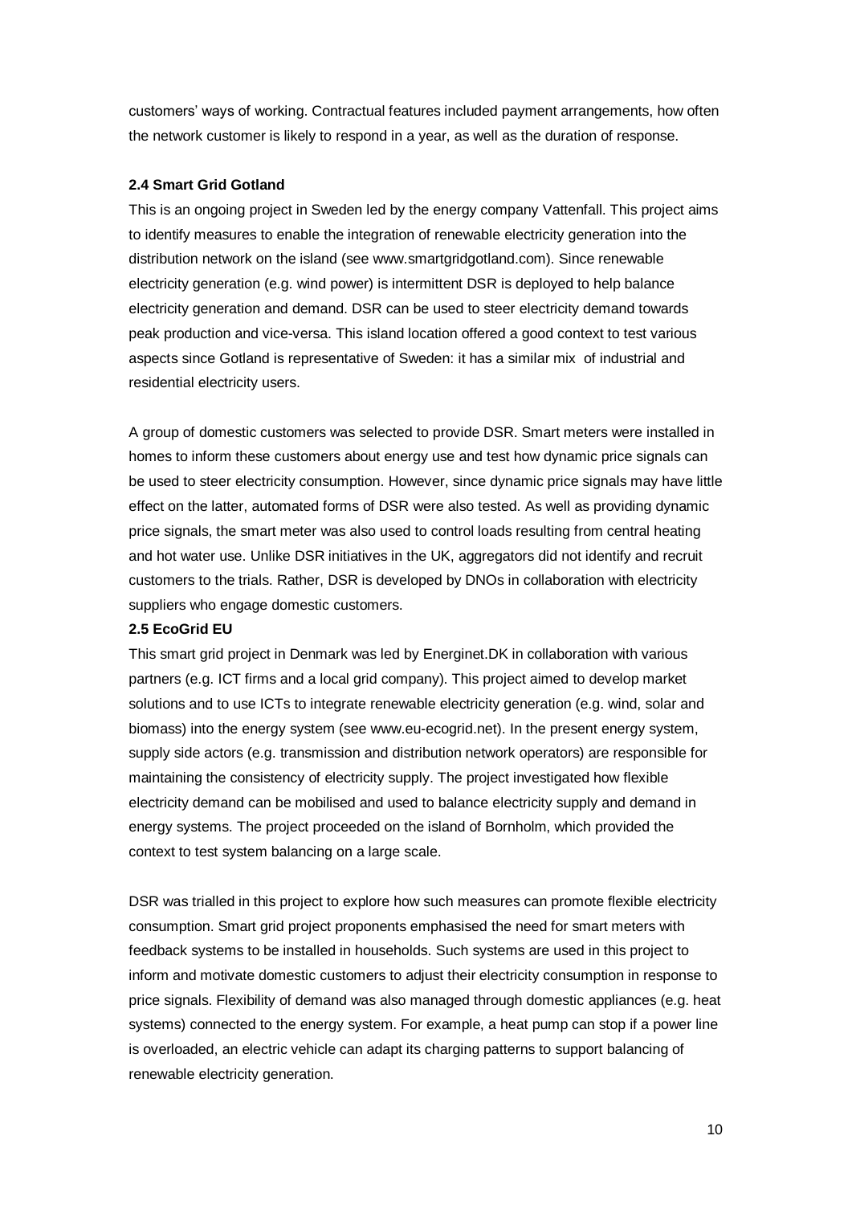customers' ways of working. Contractual features included payment arrangements, how often the network customer is likely to respond in a year, as well as the duration of response.

### 2.4 Smart Grid Gotland

This is an ongoing project in Sweden led by the energy company Vattenfall. This project aims to identify measures to enable the integration of renewable electricity generation into the distribution network on the island (see www.smartgridgotland.com). Since renewable electricity generation (e.g. wind power) is intermittent DSR is deployed to help balance electricity generation and demand. DSR can be used to steer electricity demand towards peak production and vice-versa. This island location offered a good context to test various aspects since Gotland is representative of Sweden: it has a similar mix of industrial and residential electricity users.

A group of domestic customers was selected to provide DSR. Smart meters were installed in homes to inform these customers about energy use and test how dynamic price signals can be used to steer electricity consumption. However, since dynamic price signals may have little effect on the latter, automated forms of DSR were also tested. As well as providing dynamic price signals, the smart meter was also used to control loads resulting from central heating and hot water use. Unlike DSR initiatives in the UK, aggregators did not identify and recruit customers to the trials. Rather, DSR is developed by DNOs in collaboration with electricity suppliers who engage domestic customers.

### 2.5 EcoGrid EU

This smart grid project in Denmark was led by Energinet.DK in collaboration with various partners (e.g. ICT firms and a local grid company). This project aimed to develop market solutions and to use ICTs to integrate renewable electricity generation (e.g. wind, solar and biomass) into the energy system (see www.eu-ecogrid.net). In the present energy system, supply side actors (e.g. transmission and distribution network operators) are responsible for maintaining the consistency of electricity supply. The project investigated how flexible electricity demand can be mobilised and used to balance electricity supply and demand in energy systems. The project proceeded on the island of Bornholm, which provided the context to test system balancing on a large scale.

DSR was trialled in this project to explore how such measures can promote flexible electricity consumption. Smart grid project proponents emphasised the need for smart meters with feedback systems to be installed in households. Such systems are used in this project to inform and motivate domestic customers to adjust their electricity consumption in response to price signals. Flexibility of demand was also managed through domestic appliances (e.g. heat systems) connected to the energy system. For example, a heat pump can stop if a power line is overloaded, an electric vehicle can adapt its charging patterns to support balancing of renewable electricity generation.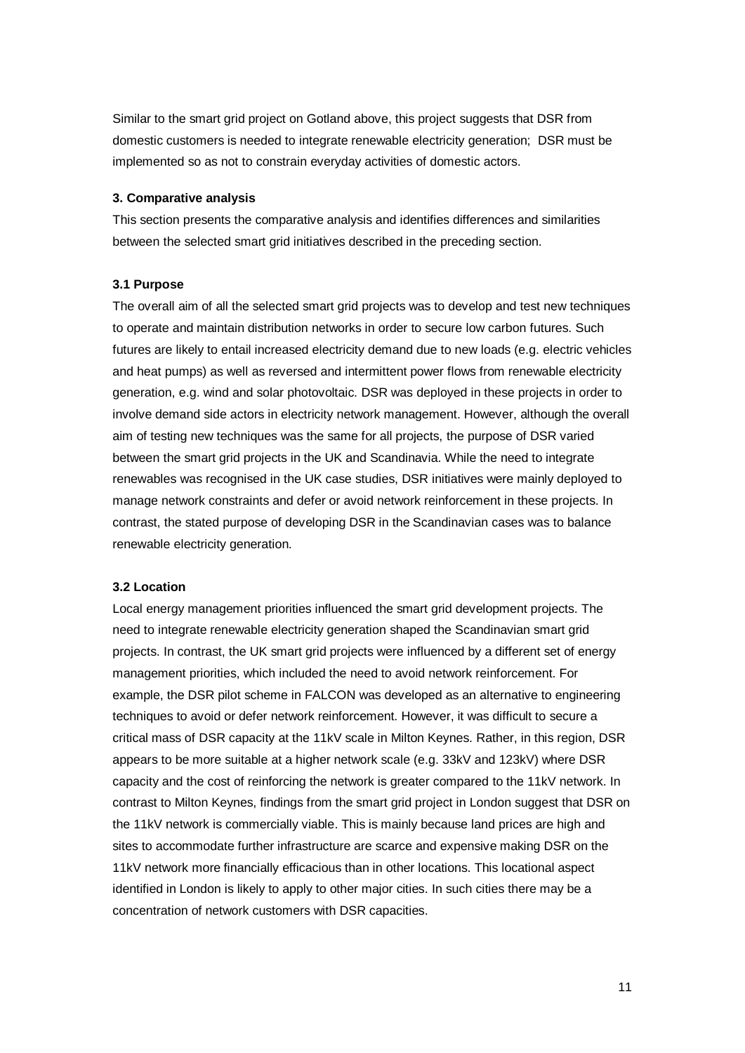Similar to the smart grid project on Gotland above, this project suggests that DSR from domestic customers is needed to integrate renewable electricity generation; DSR must be implemented so as not to constrain everyday activities of domestic actors.

### 3. Comparative analysis

This section presents the comparative analysis and identifies differences and similarities between the selected smart grid initiatives described in the preceding section.

#### 3.1 Purpose

The overall aim of all the selected smart grid projects was to develop and test new techniques to operate and maintain distribution networks in order to secure low carbon futures. Such futures are likely to entail increased electricity demand due to new loads (e.g. electric vehicles and heat pumps) as well as reversed and intermittent power flows from renewable electricity generation, e.g. wind and solar photovoltaic. DSR was deployed in these projects in order to involve demand side actors in electricity network management. However, although the overall aim of testing new techniques was the same for all projects, the purpose of DSR varied between the smart grid projects in the UK and Scandinavia. While the need to integrate renewables was recognised in the UK case studies, DSR initiatives were mainly deployed to manage network constraints and defer or avoid network reinforcement in these projects. In contrast, the stated purpose of developing DSR in the Scandinavian cases was to balance renewable electricity generation.

#### 3.2 Location

Local energy management priorities influenced the smart grid development projects. The need to integrate renewable electricity generation shaped the Scandinavian smart grid projects. In contrast, the UK smart grid projects were influenced by a different set of energy management priorities, which included the need to avoid network reinforcement. For example, the DSR pilot scheme in FALCON was developed as an alternative to engineering techniques to avoid or defer network reinforcement. However, it was difficult to secure a critical mass of DSR capacity at the 11kV scale in Milton Keynes. Rather, in this region, DSR appears to be more suitable at a higher network scale (e.g. 33kV and 123kV) where DSR capacity and the cost of reinforcing the network is greater compared to the 11kV network. In contrast to Milton Keynes, findings from the smart grid project in London suggest that DSR on the 11kV network is commercially viable. This is mainly because land prices are high and sites to accommodate further infrastructure are scarce and expensive making DSR on the 11kV network more financially efficacious than in other locations. This locational aspect identified in London is likely to apply to other major cities. In such cities there may be a concentration of network customers with DSR capacities.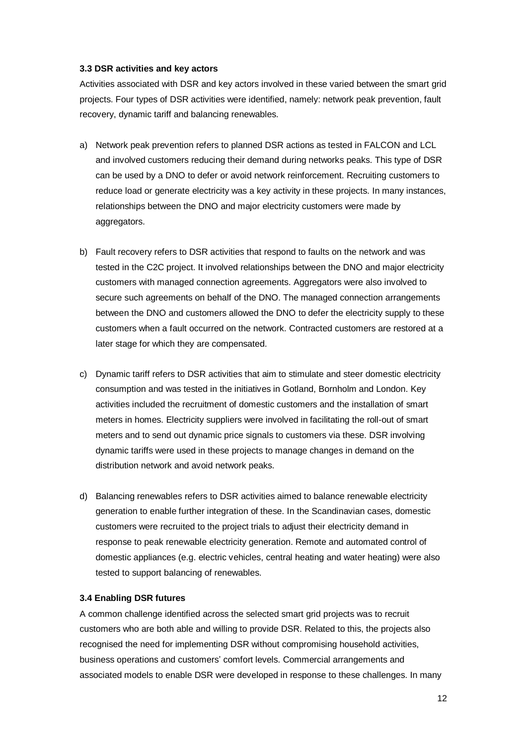### 3.3 DSR activities and key actors

Activities associated with DSR and key actors involved in these varied between the smart grid projects. Four types of DSR activities were identified, namely: network peak prevention, fault recovery, dynamic tariff and balancing renewables.

a) Network peak prevention refers to planned DSR actions as tested in FALCON and LCL and involved customers reducing their demand during networks peaks. This type of DSR can be used by a DNO to defer or avoid network reinforcement. Recruiting customers to reduce load or generate electricity was a key activity in these projects. In many instances, relationships between the DNO and major electricity customers were made by aggregators.

b) Fault recovery refers to DSR activities that respond to faults on the network and was tested in the C2C project. It involved relationships between the DNO and major electricity customers with managed connection agreements. Aggregators were also involved to secure such agreements on behalf of the DNO. The managed connection arrangements between the DNO and customers allowed the DNO to defer the electricity supply to these customers when a fault occurred on the network. Contracted customers are restored at a later stage for which they are compensated.

c) Dynamic tariff refers to DSR activities that aim to stimulate and steer domestic electricity consumption and was tested in the initiatives in Gotland, Bornholm and London. Key activities included the recruitment of domestic customers and the installation of smart meters in homes. Electricity suppliers were involved in facilitating the roll-out of smart meters and to send out dynamic price signals to customers via these. DSR involving dynamic tariffs were used in these projects to manage changes in demand on the distribution network and avoid network peaks.

d) Balancing renewables refers to DSR activities aimed to balance renewable electricity generation to enable further integration of these. In the Scandinavian cases, domestic customers were recruited to the project trials to adjust their electricity demand in response to peak renewable electricity generation. Remote and automated control of domestic appliances (e.g. electric vehicles, central heating and water heating) were also tested to support balancing of renewables.

### 3.4 Enabling DSR futures

A common challenge identified across the selected smart grid projects was to recruit customers who are both able and willing to provide DSR. Related to this, the projects also recognised the need for implementing DSR without compromising household activities, business operations and customers' comfort levels. Commercial arrangements and associated models to enable DSR were developed in response to these challenges. In many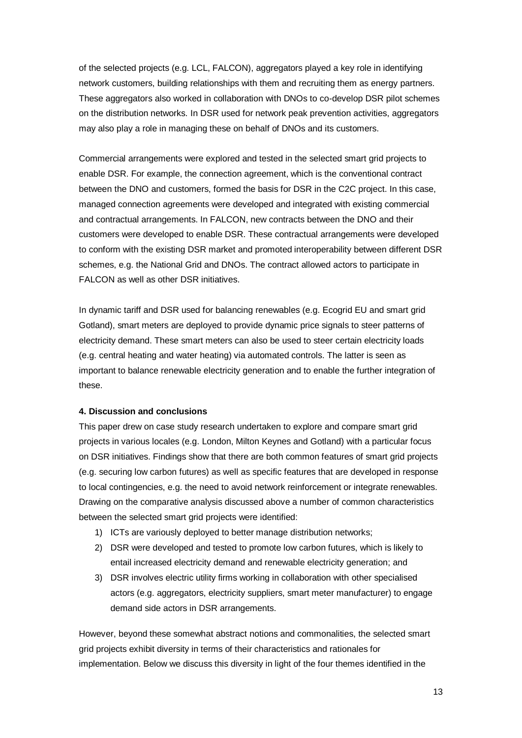of the selected projects (e.g. LCL, FALCON), aggregators played a key role in identifying network customers, building relationships with them and recruiting them as energy partners. These aggregators also worked in collaboration with DNOs to co-develop DSR pilot schemes on the distribution networks. In DSR used for network peak prevention activities, aggregators may also play a role in managing these on behalf of DNOs and its customers.

Commercial arrangements were explored and tested in the selected smart grid projects to enable DSR. For example, the connection agreement, which is the conventional contract between the DNO and customers, formed the basis for DSR in the C2C project. In this case, managed connection agreements were developed and integrated with existing commercial and contractual arrangements. In FALCON, new contracts between the DNO and their customers were developed to enable DSR. These contractual arrangements were developed to conform with the existing DSR market and promoted interoperability between different DSR schemes, e.g. the National Grid and DNOs. The contract allowed actors to participate in FALCON as well as other DSR initiatives.

In dynamic tariff and DSR used for balancing renewables (e.g. Ecogrid EU and smart grid Gotland), smart meters are deployed to provide dynamic price signals to steer patterns of electricity demand. These smart meters can also be used to steer certain electricity loads (e.g. central heating and water heating) via automated controls. The latter is seen as important to balance renewable electricity generation and to enable the further integration of these.

**4. Discussion and conclusions**

This paper drew on case study research undertaken to explore and compare smart grid projects in various locales (e.g. London, Milton Keynes and Gotland) with a particular focus on DSR initiatives. Findings show that there are both common features of smart grid projects (e.g. securing low carbon futures) as well as specific features that are developed in response to local contingencies, e.g. the need to avoid network reinforcement or integrate renewables. Drawing on the comparative analysis discussed above a number of common characteristics between the selected smart grid projects were identified:

1) ICTs are variously deployed to better manage distribution networks;
2) DSR were developed and tested to promote low carbon futures, which is likely to entail increased electricity demand and renewable electricity generation; and
3) DSR involves electric utility firms working in collaboration with other specialised actors (e.g. aggregators, electricity suppliers, smart meter manufacturer) to engage demand side actors in DSR arrangements.

However, beyond these somewhat abstract notions and commonalities, the selected smart grid projects exhibit diversity in terms of their characteristics and rationales for implementation. Below we discuss this diversity in light of the four themes identified in the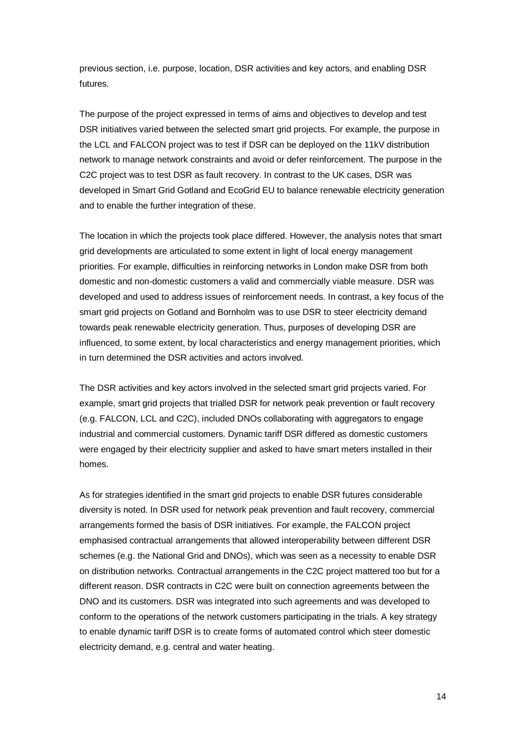previous section, i.e. purpose, location, DSR activities and key actors, and enabling DSR futures.

The purpose of the project expressed in terms of aims and objectives to develop and test DSR initiatives varied between the selected smart grid projects. For example, the purpose in the LCL and FALCON project was to test if DSR can be deployed on the 11kV distribution network to manage network constraints and avoid or defer reinforcement. The purpose in the C2C project was to test DSR as fault recovery. In contrast to the UK cases, DSR was developed in Smart Grid Gotland and EcoGrid EU to balance renewable electricity generation and to enable the further integration of these.

The location in which the projects took place differed. However, the analysis notes that smart grid developments are articulated to some extent in light of local energy management priorities. For example, difficulties in reinforcing networks in London make DSR from both domestic and non-domestic customers a valid and commercially viable measure. DSR was developed and used to address issues of reinforcement needs. In contrast, a key focus of the smart grid projects on Gotland and Bornholm was to use DSR to steer electricity demand towards peak renewable electricity generation. Thus, purposes of developing DSR are influenced, to some extent, by local characteristics and energy management priorities, which in turn determined the DSR activities and actors involved.

The DSR activities and key actors involved in the selected smart grid projects varied. For example, smart grid projects that trialled DSR for network peak prevention or fault recovery (e.g. FALCON, LCL and C2C), included DNOs collaborating with aggregators to engage industrial and commercial customers. Dynamic tariff DSR differed as domestic customers were engaged by their electricity supplier and asked to have smart meters installed in their homes.

As for strategies identified in the smart grid projects to enable DSR futures considerable diversity is noted. In DSR used for network peak prevention and fault recovery, commercial arrangements formed the basis of DSR initiatives. For example, the FALCON project emphasised contractual arrangements that allowed interoperability between different DSR schemes (e.g. the National Grid and DNOs), which was seen as a necessity to enable DSR on distribution networks. Contractual arrangements in the C2C project mattered too but for a different reason. DSR contracts in C2C were built on connection agreements between the DNO and its customers. DSR was integrated into such agreements and was developed to conform to the operations of the network customers participating in the trials. A key strategy to enable dynamic tariff DSR is to create forms of automated control which steer domestic electricity demand, e.g. central and water heating.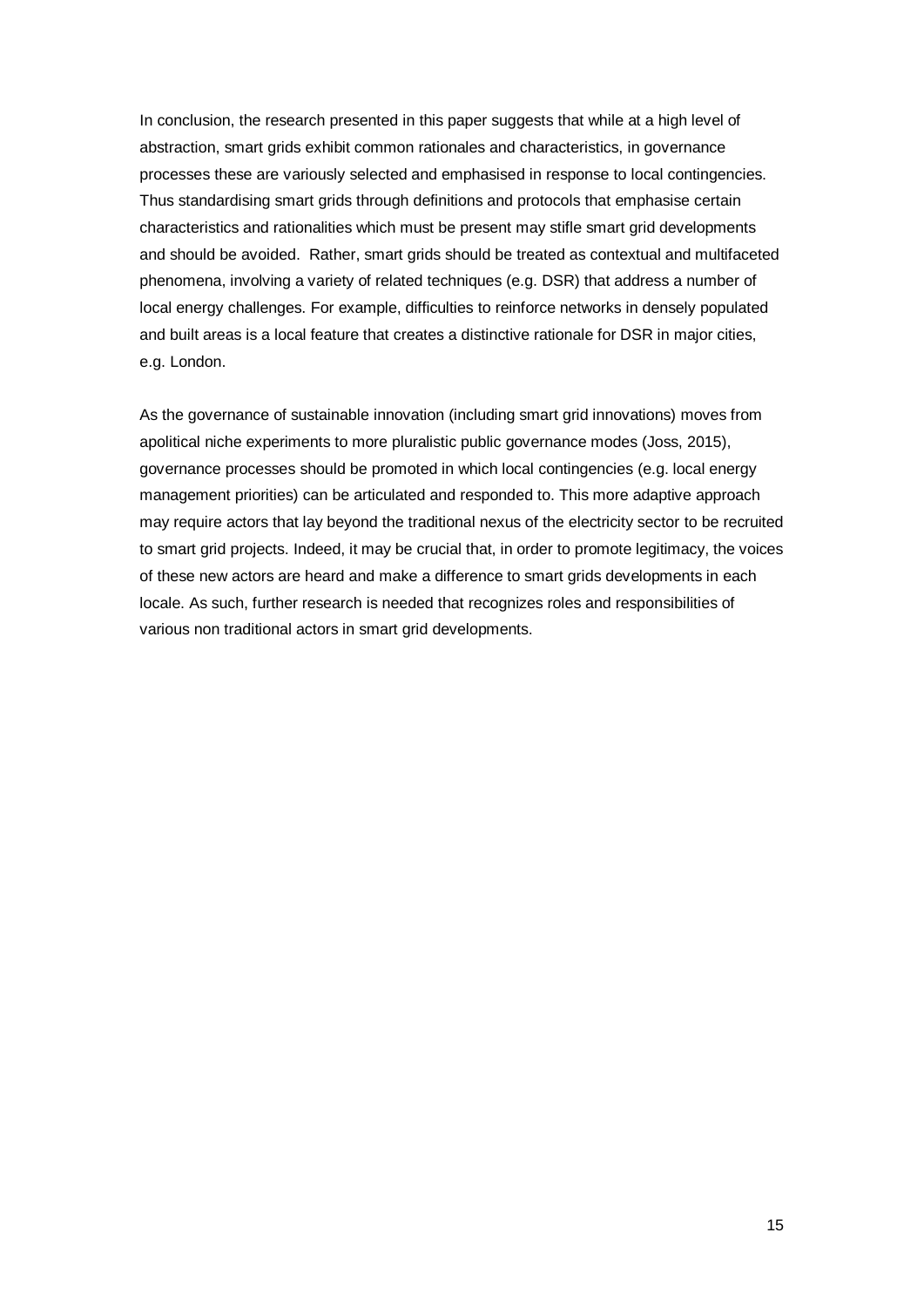In conclusion, the research presented in this paper suggests that while at a high level of abstraction, smart grids exhibit common rationales and characteristics, in governance processes these are variously selected and emphasised in response to local contingencies. Thus standardising smart grids through definitions and protocols that emphasise certain characteristics and rationalities which must be present may stifle smart grid developments and should be avoided. Rather, smart grids should be treated as contextual and multifaceted phenomena, involving a variety of related techniques (e.g. DSR) that address a number of local energy challenges. For example, difficulties to reinforce networks in densely populated and built areas is a local feature that creates a distinctive rationale for DSR in major cities, e.g. London.

As the governance of sustainable innovation (including smart grid innovations) moves from apolitical niche experiments to more pluralistic public governance modes (Joss, 2015), governance processes should be promoted in which local contingencies (e.g. local energy management priorities) can be articulated and responded to. This more adaptive approach may require actors that lay beyond the traditional nexus of the electricity sector to be recruited to smart grid projects. Indeed, it may be crucial that, in order to promote legitimacy, the voices of these new actors are heard and make a difference to smart grids developments in each locale. As such, further research is needed that recognizes roles and responsibilities of various non traditional actors in smart grid developments.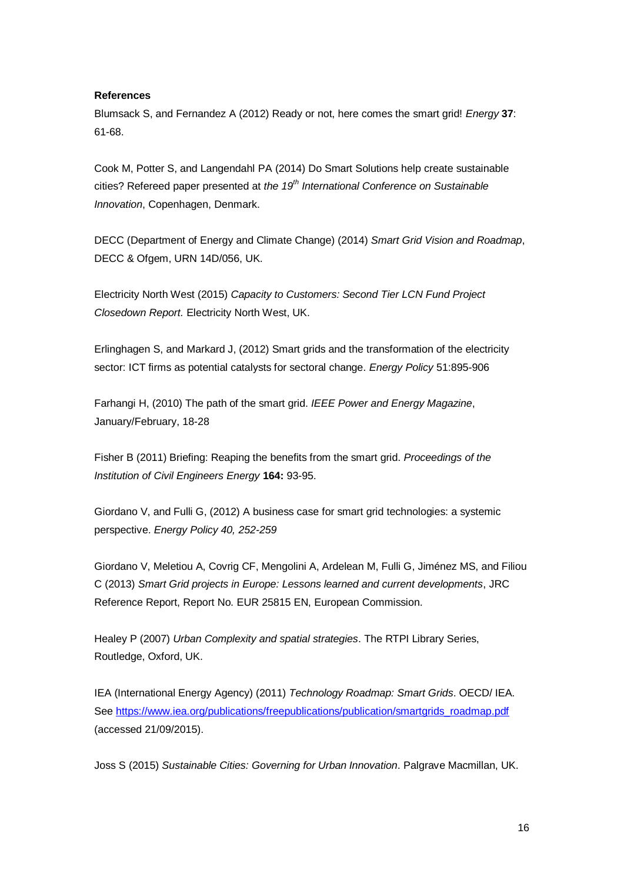**References**

Blumsack S, and Fernandez A (2012) Ready or not, here comes the smart grid! *Energy* **37**: 61-68.

Cook M, Potter S, and Langendahl PA (2014) Do Smart Solutions help create sustainable cities? Refereed paper presented at *the 19th International Conference on Sustainable Innovation*, Copenhagen, Denmark.

DECC (Department of Energy and Climate Change) (2014) *Smart Grid Vision and Roadmap*, DECC & Ofgem, URN 14D/056, UK.

Electricity North West (2015) *Capacity to Customers: Second Tier LCN Fund Project Closedown Report.* Electricity North West, UK.

Erlinghagen S, and Markard J, (2012) Smart grids and the transformation of the electricity sector: ICT firms as potential catalysts for sectoral change. *Energy Policy* 51:895-906

Farhangi H, (2010) The path of the smart grid. *IEEE Power and Energy Magazine*, January/February, 18-28

Fisher B (2011) Briefing: Reaping the benefits from the smart grid. *Proceedings of the Institution of Civil Engineers Energy* **164:** 93-95.

Giordano V, and Fulli G, (2012) A business case for smart grid technologies: a systemic perspective. *Energy Policy 40, 252-259*

Giordano V, Meletiou A, Covrig CF, Mengolini A, Ardelean M, Fulli G, Jiménez MS, and Filiou C (2013) *Smart Grid projects in Europe: Lessons learned and current developments*, JRC Reference Report, Report No. EUR 25815 EN, European Commission.

Healey P (2007) *Urban Complexity and spatial strategies*. The RTPI Library Series, Routledge, Oxford, UK.

IEA (International Energy Agency) (2011) *Technology Roadmap: Smart Grids*. OECD/ IEA. See https://www.iea.org/publications/freepublications/publication/smartgrids_roadmap.pdf (accessed 21/09/2015).

Joss S (2015) *Sustainable Cities: Governing for Urban Innovation*. Palgrave Macmillan, UK.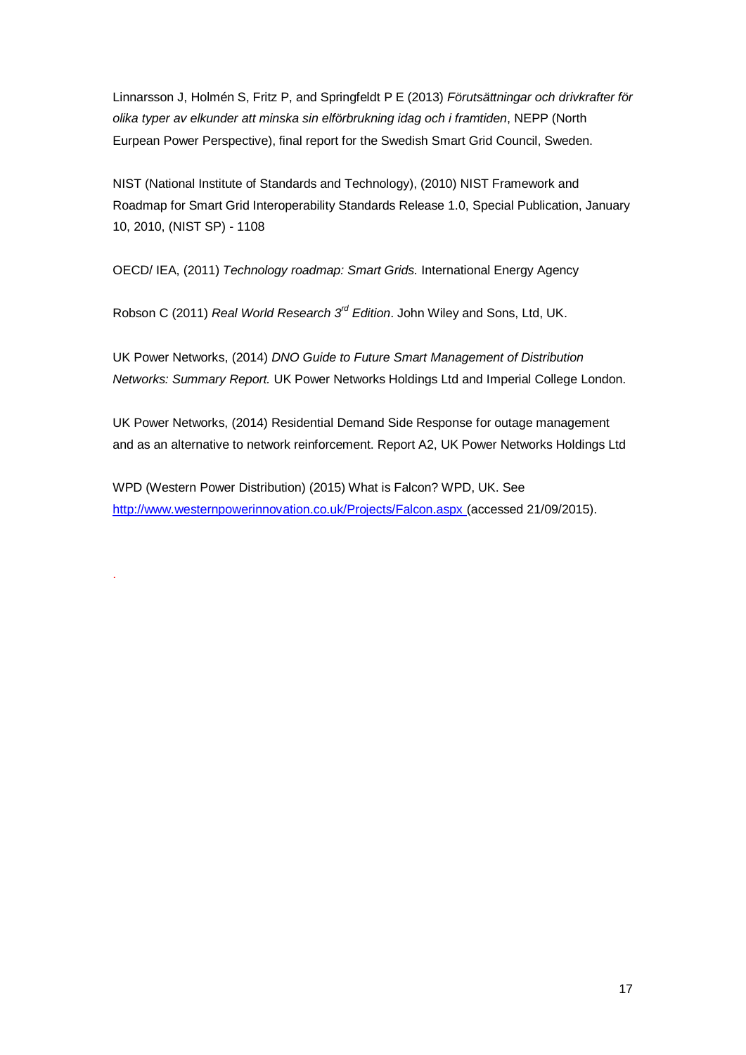Linnarsson J, Holmén S, Fritz P, and Springfeldt P E (2013) *Förutsättningar och drivkrafter för olika typer av elkunder att minska sin elförbrukning idag och i framtiden*, NEPP (North Eurpean Power Perspective), final report for the Swedish Smart Grid Council, Sweden.

NIST (National Institute of Standards and Technology), (2010) NIST Framework and Roadmap for Smart Grid Interoperability Standards Release 1.0, Special Publication, January 10, 2010, (NIST SP) - 1108

OECD/ IEA, (2011) *Technology roadmap: Smart Grids.* International Energy Agency

Robson C (2011) *Real World Research 3rd Edition*. John Wiley and Sons, Ltd, UK.

UK Power Networks, (2014) *DNO Guide to Future Smart Management of Distribution Networks: Summary Report.* UK Power Networks Holdings Ltd and Imperial College London.

UK Power Networks, (2014) Residential Demand Side Response for outage management and as an alternative to network reinforcement. Report A2, UK Power Networks Holdings Ltd

WPD (Western Power Distribution) (2015) What is Falcon? WPD, UK. See http://www.westernpowerinnovation.co.uk/Projects/Falcon.aspx (accessed 21/09/2015).